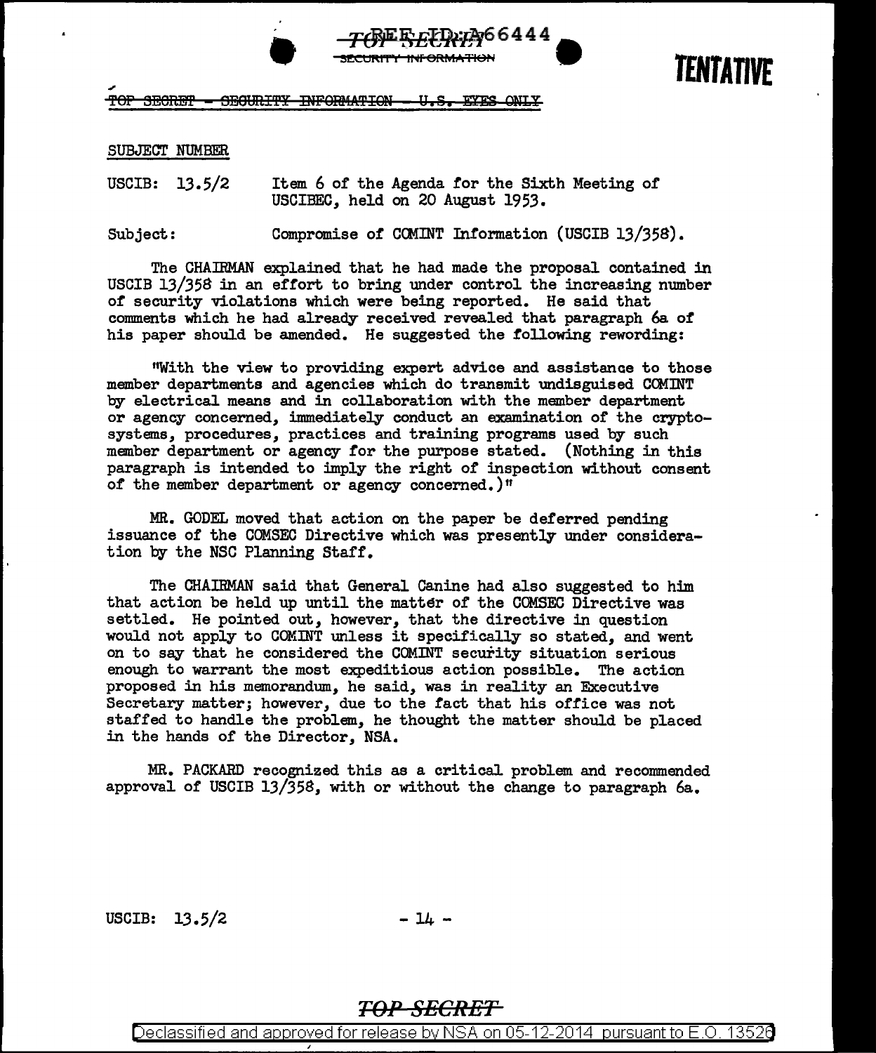TENTATIVE

~~TOP SECRET - SECURITY INFORMATION - U.S. EYES ONLY~~

SUBJECT NUMBER

USCIB: 13.5/2 Item 6 of the Agenda for the Sixth Meeting of USCIBEC, held on 20 August 1953.

Subject: Compromise of COMINT Information (USCIB 13/358).

The CHAIRMAN explained that he had made the proposal contained in USCIB 13/358 in an effort to bring under control the increasing number of security violations which were being reported. He said that comments which he had already received revealed that paragraph 6a of his paper should be amended. He suggested the following rewording:

"With the view to providing expert advice and assistance to those member departments and agencies which do transmit undisguised COMINT by electrical means and in collaboration with the member department or agency concerned, immediately conduct an examination of the crypto-systems, procedures, practices and training programs used by such member department or agency for the purpose stated. (Nothing in this paragraph is intended to imply the right of inspection without consent of the member department or agency concerned.)"

MR. GODEL moved that action on the paper be deferred pending issuance of the COMSEC Directive which was presently under consideration by the NSC Planning Staff.

The CHAIRMAN said that General Canine had also suggested to him that action be held up until the matter of the COMSEC Directive was settled. He pointed out, however, that the directive in question would not apply to COMINT unless it specifically so stated, and went on to say that he considered the COMINT security situation serious enough to warrant the most expeditious action possible. The action proposed in his memorandum, he said, was in reality an Executive Secretary matter; however, due to the fact that his office was not staffed to handle the problem, he thought the matter should be placed in the hands of the Director, NSA.

MR. PACKARD recognized this as a critical problem and recommended approval of USCIB 13/358, with or without the change to paragraph 6a.

USCIB: 13.5/2

~~TOP SECRET~~

Declassified and approved for release by NSA on 05-12-2014 pursuant to E.O. 13526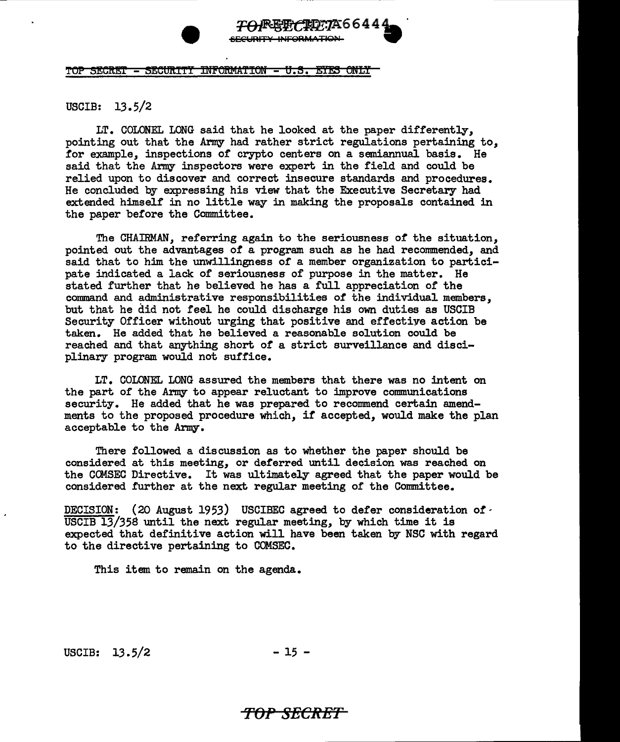TOP SECRET - SECURITY INFORMATION - U.S. EYES ONLY

USCIB: 13.5/2

LT. COLONEL LONG said that he looked at the paper differently, pointing out that the Army had rather strict regulations pertaining to, for example, inspections of crypto centers on a semiannual basis. He said that the Army inspectors were expert in the field and could be relied upon to discover and correct insecure standards and procedures. He concluded by expressing his view that the Executive Secretary had extended himself in no little way in making the proposals contained in the paper before the Committee.

The CHAIRMAN, referring again to the seriousness of the situation, pointed out the advantages of a program such as he had recommended, and said that to him the unwillingness of a member organization to participate indicated a lack of seriousness of purpose in the matter. He stated further that he believed he has a full appreciation of the command and administrative responsibilities of the individual members, but that he did not feel he could discharge his own duties as USCIB Security Officer without urging that positive and effective action be taken. He added that he believed a reasonable solution could be reached and that anything short of a strict surveillance and disciplinary program would not suffice.

LT. COLONEL LONG assured the members that there was no intent on the part of the Army to appear reluctant to improve communications security. He added that he was prepared to recommend certain amendments to the proposed procedure which, if accepted, would make the plan acceptable to the Army.

There followed a discussion as to whether the paper should be considered at this meeting, or deferred until decision was reached on the COMSEC Directive. It was ultimately agreed that the paper would be considered further at the next regular meeting of the Committee.

DECISION: (20 August 1953) USCIBEC agreed to defer consideration of USCIB 13/358 until the next regular meeting, by which time it is expected that definitive action will have been taken by NSC with regard to the directive pertaining to COMSEC.

This item to remain on the agenda.

USCIB: 13.5/2